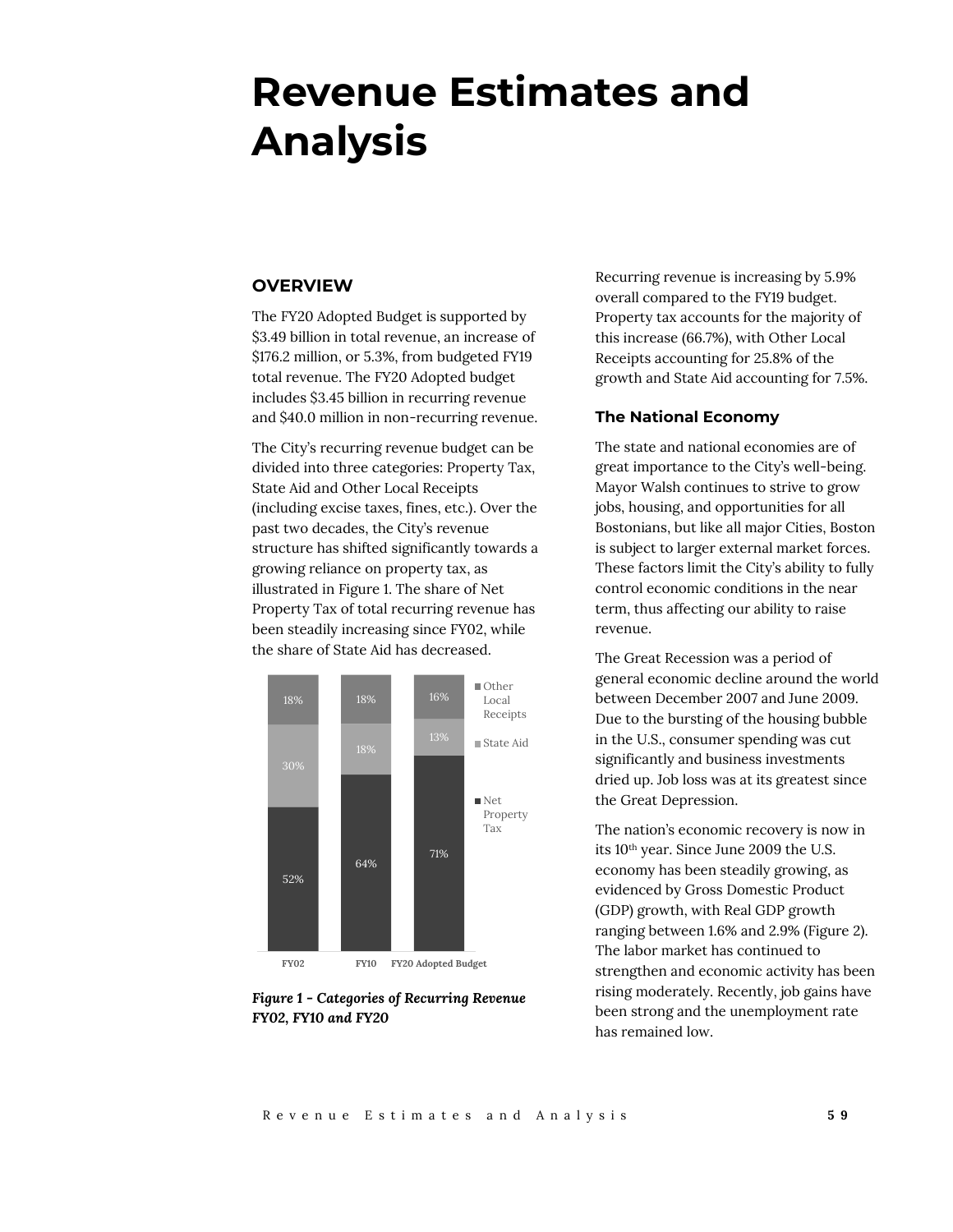# Revenue Estimates and Analysis

## OVERVIEW

The FY20 Adopted Budget is supported by $3.49 billion in total revenue, an increase of $176.2 million, or 5.3%, from budgeted FY19 total revenue. The FY20 Adopted budget includes $3.45 billion in recurring revenue and $40.0 million in non-recurring revenue.

The City's recurring revenue budget can be divided into three categories: Property Tax, State Aid and Other Local Receipts (including excise taxes, fines, etc.). Over the past two decades, the City's revenue structure has shifted significantly towards a growing reliance on property tax, as illustrated in Figure 1. The share of Net Property Tax of total recurring revenue has been steadily increasing since FY02, while the share of State Aid has decreased.

| | FY02 | FY10 | FY20 Adopted Budget |
|---|---|---|---|
| Other Local Receipts | 18% | 18% | 16% |
| State Aid | 30% | 18% | 13% |
| Net Property Tax | 52% | 64% | 71% |

*Figure 1 - Categories of Recurring Revenue FY02, FY10 and FY20*

Recurring revenue is increasing by 5.9% overall compared to the FY19 budget. Property tax accounts for the majority of this increase (66.7%), with Other Local Receipts accounting for 25.8% of the growth and State Aid accounting for 7.5%.

### The National Economy

The state and national economies are of great importance to the City's well-being. Mayor Walsh continues to strive to grow jobs, housing, and opportunities for all Bostonians, but like all major Cities, Boston is subject to larger external market forces. These factors limit the City's ability to fully control economic conditions in the near term, thus affecting our ability to raise revenue.

The Great Recession was a period of general economic decline around the world between December 2007 and June 2009. Due to the bursting of the housing bubble in the U.S., consumer spending was cut significantly and business investments dried up. Job loss was at its greatest since the Great Depression.

The nation's economic recovery is now in its 10th year. Since June 2009 the U.S. economy has been steadily growing, as evidenced by Gross Domestic Product (GDP) growth, with Real GDP growth ranging between 1.6% and 2.9% (Figure 2). The labor market has continued to strengthen and economic activity has been rising moderately. Recently, job gains have been strong and the unemployment rate has remained low.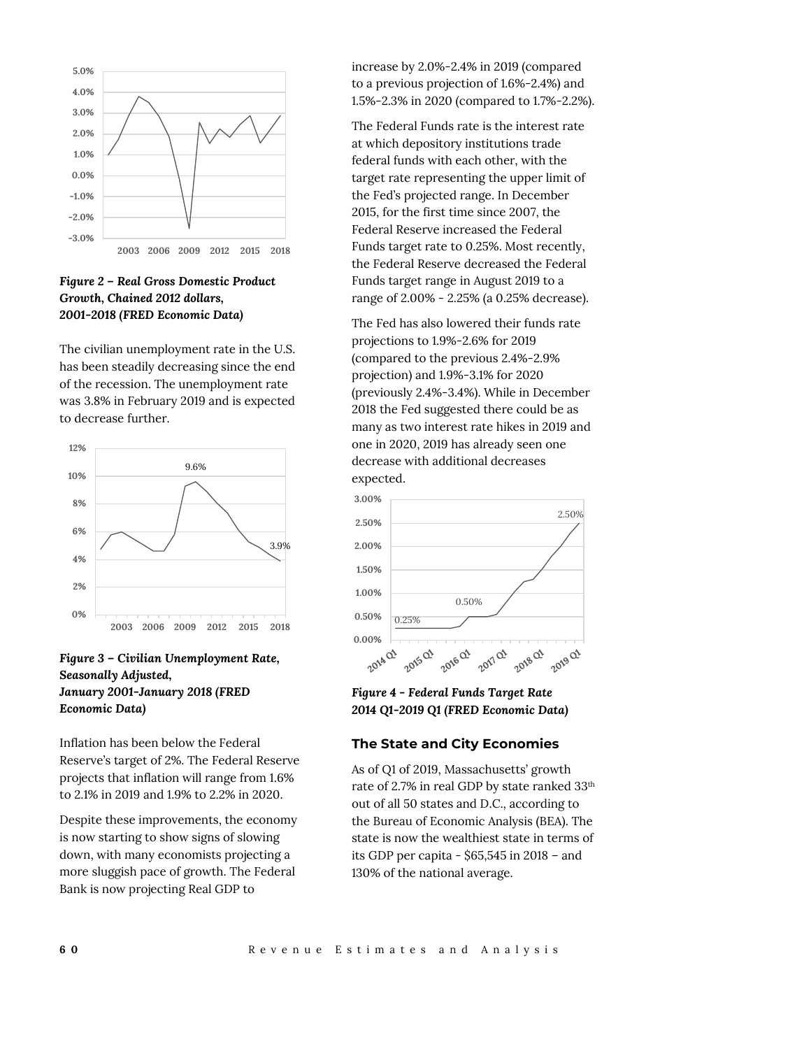*Figure 2 – Real Gross Domestic Product Growth, Chained 2012 dollars, 2001-2018 (FRED Economic Data)*

The civilian unemployment rate in the U.S. has been steadily decreasing since the end of the recession. The unemployment rate was 3.8% in February 2019 and is expected to decrease further.

*Figure 3 – Civilian Unemployment Rate, Seasonally Adjusted, January 2001-January 2018 (FRED Economic Data)*

Inflation has been below the Federal Reserve's target of 2%. The Federal Reserve projects that inflation will range from 1.6% to 2.1% in 2019 and 1.9% to 2.2% in 2020.

Despite these improvements, the economy is now starting to show signs of slowing down, with many economists projecting a more sluggish pace of growth. The Federal Bank is now projecting Real GDP to increase by 2.0%-2.4% in 2019 (compared to a previous projection of 1.6%-2.4%) and 1.5%-2.3% in 2020 (compared to 1.7%-2.2%).

The Federal Funds rate is the interest rate at which depository institutions trade federal funds with each other, with the target rate representing the upper limit of the Fed's projected range. In December 2015, for the first time since 2007, the Federal Reserve increased the Federal Funds target rate to 0.25%. Most recently, the Federal Reserve decreased the Federal Funds target range in August 2019 to a range of 2.00% - 2.25% (a 0.25% decrease).

The Fed has also lowered their funds rate projections to 1.9%-2.6% for 2019 (compared to the previous 2.4%-2.9% projection) and 1.9%-3.1% for 2020 (previously 2.4%-3.4%). While in December 2018 the Fed suggested there could be as many as two interest rate hikes in 2019 and one in 2020, 2019 has already seen one decrease with additional decreases expected.

*Figure 4 - Federal Funds Target Rate 2014 Q1-2019 Q1 (FRED Economic Data)*

### The State and City Economies

As of Q1 of 2019, Massachusetts' growth rate of 2.7% in real GDP by state ranked 33th out of all 50 states and D.C., according to the Bureau of Economic Analysis (BEA). The state is now the wealthiest state in terms of its GDP per capita - $65,545 in 2018 – and 130% of the national average.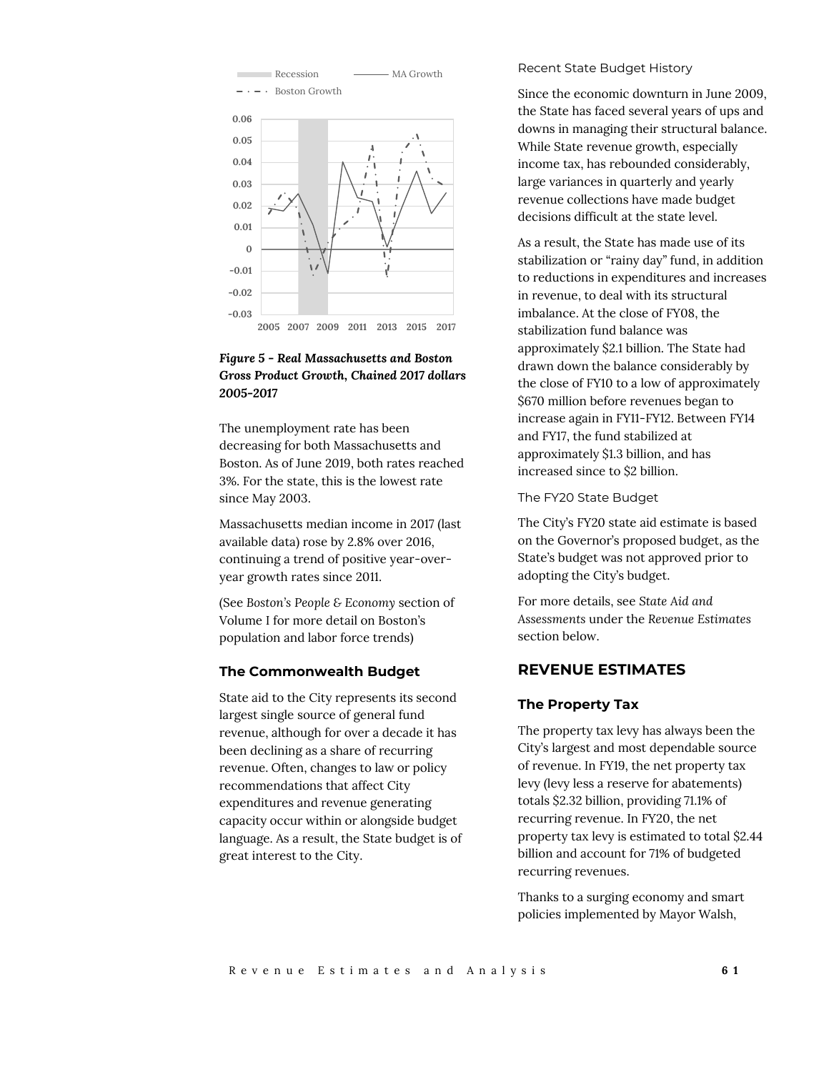*Figure 5 - Real Massachusetts and Boston Gross Product Growth, Chained 2017 dollars 2005-2017*

The unemployment rate has been decreasing for both Massachusetts and Boston. As of June 2019, both rates reached 3%. For the state, this is the lowest rate since May 2003.

Massachusetts median income in 2017 (last available data) rose by 2.8% over 2016, continuing a trend of positive year-over-year growth rates since 2011.

(See *Boston's People & Economy* section of Volume I for more detail on Boston's population and labor force trends)

### The Commonwealth Budget

State aid to the City represents its second largest single source of general fund revenue, although for over a decade it has been declining as a share of recurring revenue. Often, changes to law or policy recommendations that affect City expenditures and revenue generating capacity occur within or alongside budget language. As a result, the State budget is of great interest to the City.

#### Recent State Budget History

Since the economic downturn in June 2009, the State has faced several years of ups and downs in managing their structural balance. While State revenue growth, especially income tax, has rebounded considerably, large variances in quarterly and yearly revenue collections have made budget decisions difficult at the state level.

As a result, the State has made use of its stabilization or "rainy day" fund, in addition to reductions in expenditures and increases in revenue, to deal with its structural imbalance. At the close of FY08, the stabilization fund balance was approximately $2.1 billion. The State had drawn down the balance considerably by the close of FY10 to a low of approximately $670 million before revenues began to increase again in FY11-FY12. Between FY14 and FY17, the fund stabilized at approximately $1.3 billion, and has increased since to $2 billion.

#### The FY20 State Budget

The City's FY20 state aid estimate is based on the Governor's proposed budget, as the State's budget was not approved prior to adopting the City's budget.

For more details, see *State Aid and Assessments* under the *Revenue Estimates* section below.

## REVENUE ESTIMATES

### The Property Tax

The property tax levy has always been the City's largest and most dependable source of revenue. In FY19, the net property tax levy (levy less a reserve for abatements) totals $2.32 billion, providing 71.1% of recurring revenue. In FY20, the net property tax levy is estimated to total $2.44 billion and account for 71% of budgeted recurring revenues.

Thanks to a surging economy and smart policies implemented by Mayor Walsh,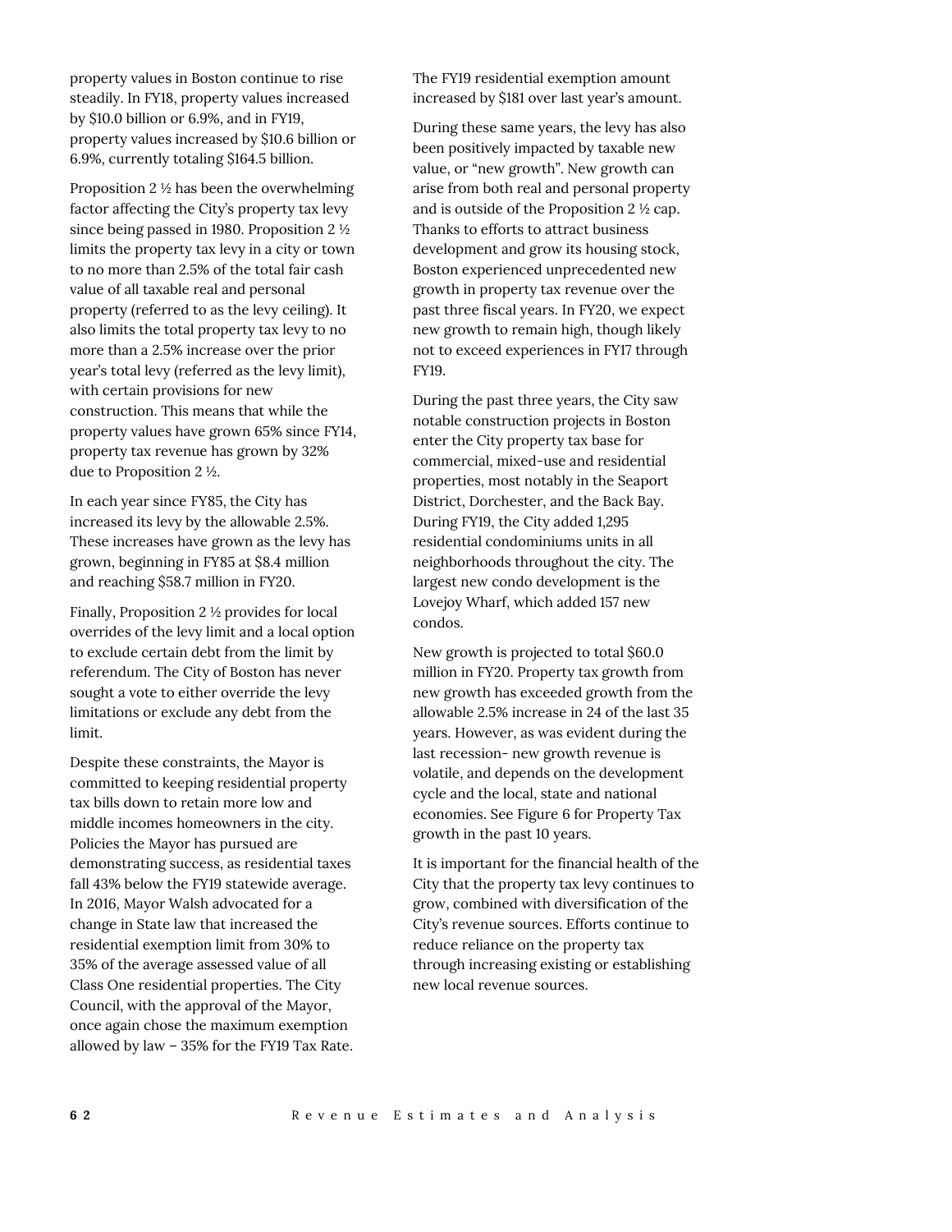property values in Boston continue to rise steadily. In FY18, property values increased by $10.0 billion or 6.9%, and in FY19, property values increased by $10.6 billion or 6.9%, currently totaling $164.5 billion.

Proposition 2 ½ has been the overwhelming factor affecting the City's property tax levy since being passed in 1980. Proposition 2 ½ limits the property tax levy in a city or town to no more than 2.5% of the total fair cash value of all taxable real and personal property (referred to as the levy ceiling). It also limits the total property tax levy to no more than a 2.5% increase over the prior year's total levy (referred as the levy limit), with certain provisions for new construction. This means that while the property values have grown 65% since FY14, property tax revenue has grown by 32% due to Proposition 2 ½.

In each year since FY85, the City has increased its levy by the allowable 2.5%. These increases have grown as the levy has grown, beginning in FY85 at $8.4 million and reaching $58.7 million in FY20.

Finally, Proposition 2 ½ provides for local overrides of the levy limit and a local option to exclude certain debt from the limit by referendum. The City of Boston has never sought a vote to either override the levy limitations or exclude any debt from the limit.

Despite these constraints, the Mayor is committed to keeping residential property tax bills down to retain more low and middle incomes homeowners in the city. Policies the Mayor has pursued are demonstrating success, as residential taxes fall 43% below the FY19 statewide average. In 2016, Mayor Walsh advocated for a change in State law that increased the residential exemption limit from 30% to 35% of the average assessed value of all Class One residential properties. The City Council, with the approval of the Mayor, once again chose the maximum exemption allowed by law – 35% for the FY19 Tax Rate. The FY19 residential exemption amount increased by $181 over last year's amount.

During these same years, the levy has also been positively impacted by taxable new value, or "new growth". New growth can arise from both real and personal property and is outside of the Proposition 2 ½ cap. Thanks to efforts to attract business development and grow its housing stock, Boston experienced unprecedented new growth in property tax revenue over the past three fiscal years. In FY20, we expect new growth to remain high, though likely not to exceed experiences in FY17 through FY19.

During the past three years, the City saw notable construction projects in Boston enter the City property tax base for commercial, mixed-use and residential properties, most notably in the Seaport District, Dorchester, and the Back Bay. During FY19, the City added 1,295 residential condominiums units in all neighborhoods throughout the city. The largest new condo development is the Lovejoy Wharf, which added 157 new condos.

New growth is projected to total $60.0 million in FY20. Property tax growth from new growth has exceeded growth from the allowable 2.5% increase in 24 of the last 35 years. However, as was evident during the last recession- new growth revenue is volatile, and depends on the development cycle and the local, state and national economies. See Figure 6 for Property Tax growth in the past 10 years.

It is important for the financial health of the City that the property tax levy continues to grow, combined with diversification of the City's revenue sources. Efforts continue to reduce reliance on the property tax through increasing existing or establishing new local revenue sources.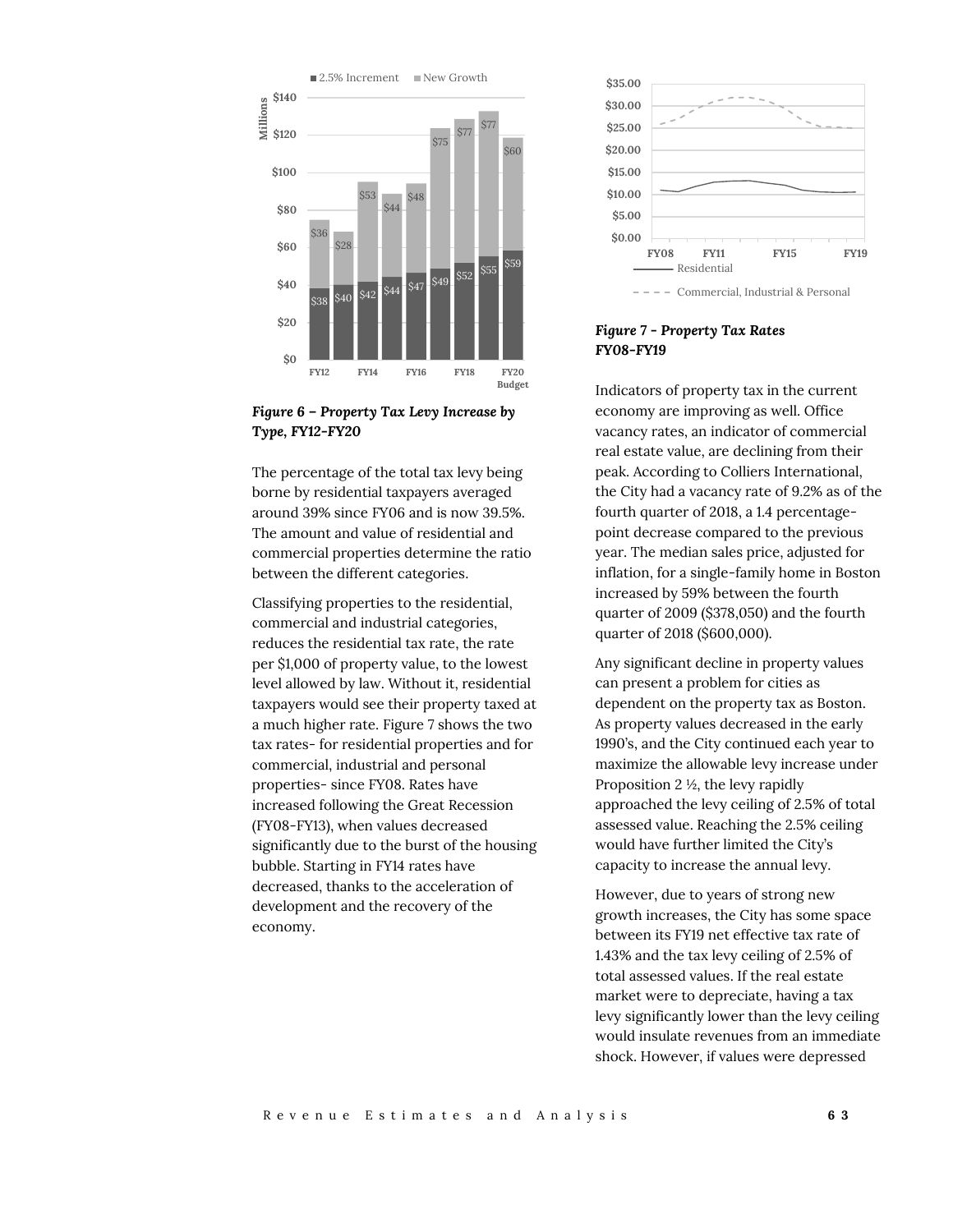*Figure 6 – Property Tax Levy Increase by Type, FY12-FY20*

The percentage of the total tax levy being borne by residential taxpayers averaged around 39% since FY06 and is now 39.5%. The amount and value of residential and commercial properties determine the ratio between the different categories.

Classifying properties to the residential, commercial and industrial categories, reduces the residential tax rate, the rate per $1,000 of property value, to the lowest level allowed by law. Without it, residential taxpayers would see their property taxed at a much higher rate. Figure 7 shows the two tax rates- for residential properties and for commercial, industrial and personal properties- since FY08. Rates have increased following the Great Recession (FY08-FY13), when values decreased significantly due to the burst of the housing bubble. Starting in FY14 rates have decreased, thanks to the acceleration of development and the recovery of the economy.

*Figure 7 - Property Tax Rates FY08-FY19*

Indicators of property tax in the current economy are improving as well. Office vacancy rates, an indicator of commercial real estate value, are declining from their peak. According to Colliers International, the City had a vacancy rate of 9.2% as of the fourth quarter of 2018, a 1.4 percentage-point decrease compared to the previous year. The median sales price, adjusted for inflation, for a single-family home in Boston increased by 59% between the fourth quarter of 2009 ($378,050) and the fourth quarter of 2018 ($600,000).

Any significant decline in property values can present a problem for cities as dependent on the property tax as Boston. As property values decreased in the early 1990's, and the City continued each year to maximize the allowable levy increase under Proposition 2 ½, the levy rapidly approached the levy ceiling of 2.5% of total assessed value. Reaching the 2.5% ceiling would have further limited the City's capacity to increase the annual levy.

However, due to years of strong new growth increases, the City has some space between its FY19 net effective tax rate of 1.43% and the tax levy ceiling of 2.5% of total assessed values. If the real estate market were to depreciate, having a tax levy significantly lower than the levy ceiling would insulate revenues from an immediate shock. However, if values were depressed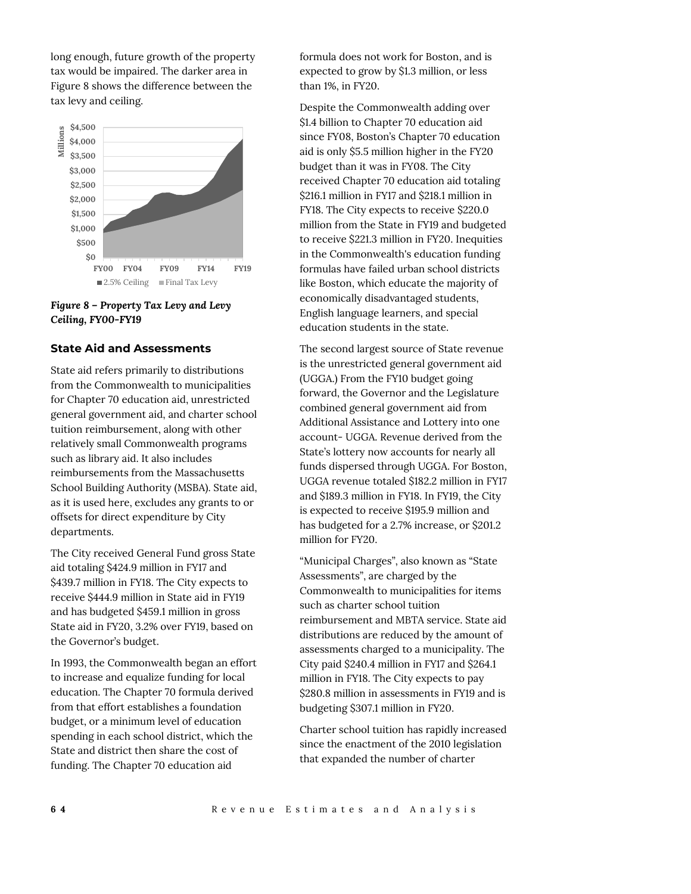long enough, future growth of the property tax would be impaired. The darker area in Figure 8 shows the difference between the tax levy and ceiling.

*Figure 8 – Property Tax Levy and Levy Ceiling, FY00-FY19*

### State Aid and Assessments

State aid refers primarily to distributions from the Commonwealth to municipalities for Chapter 70 education aid, unrestricted general government aid, and charter school tuition reimbursement, along with other relatively small Commonwealth programs such as library aid. It also includes reimbursements from the Massachusetts School Building Authority (MSBA). State aid, as it is used here, excludes any grants to or offsets for direct expenditure by City departments.

The City received General Fund gross State aid totaling $424.9 million in FY17 and $439.7 million in FY18. The City expects to receive $444.9 million in State aid in FY19 and has budgeted $459.1 million in gross State aid in FY20, 3.2% over FY19, based on the Governor's budget.

In 1993, the Commonwealth began an effort to increase and equalize funding for local education. The Chapter 70 formula derived from that effort establishes a foundation budget, or a minimum level of education spending in each school district, which the State and district then share the cost of funding. The Chapter 70 education aid formula does not work for Boston, and is expected to grow by $1.3 million, or less than 1%, in FY20.

Despite the Commonwealth adding over $1.4 billion to Chapter 70 education aid since FY08, Boston's Chapter 70 education aid is only $5.5 million higher in the FY20 budget than it was in FY08. The City received Chapter 70 education aid totaling $216.1 million in FY17 and $218.1 million in FY18. The City expects to receive $220.0 million from the State in FY19 and budgeted to receive $221.3 million in FY20. Inequities in the Commonwealth's education funding formulas have failed urban school districts like Boston, which educate the majority of economically disadvantaged students, English language learners, and special education students in the state.

The second largest source of State revenue is the unrestricted general government aid (UGGA.) From the FY10 budget going forward, the Governor and the Legislature combined general government aid from Additional Assistance and Lottery into one account- UGGA. Revenue derived from the State's lottery now accounts for nearly all funds dispersed through UGGA. For Boston, UGGA revenue totaled $182.2 million in FY17 and $189.3 million in FY18. In FY19, the City is expected to receive $195.9 million and has budgeted for a 2.7% increase, or $201.2 million for FY20.

"Municipal Charges", also known as "State Assessments", are charged by the Commonwealth to municipalities for items such as charter school tuition reimbursement and MBTA service. State aid distributions are reduced by the amount of assessments charged to a municipality. The City paid $240.4 million in FY17 and $264.1 million in FY18. The City expects to pay $280.8 million in assessments in FY19 and is budgeting $307.1 million in FY20.

Charter school tuition has rapidly increased since the enactment of the 2010 legislation that expanded the number of charter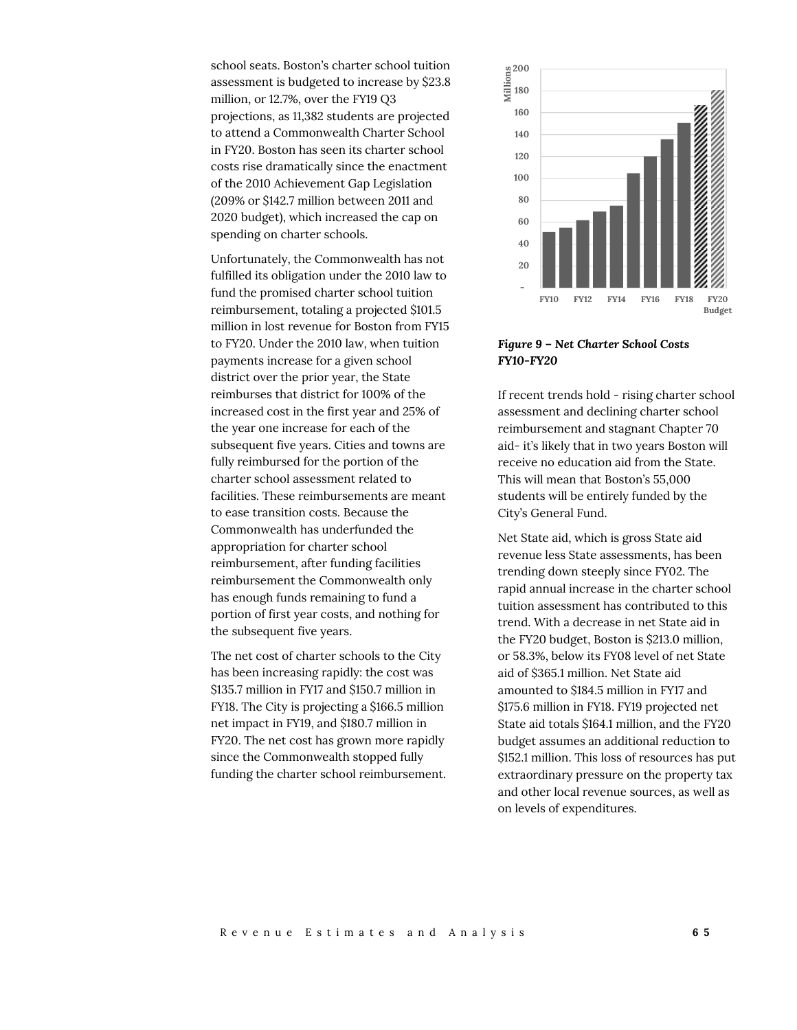school seats. Boston's charter school tuition assessment is budgeted to increase by $23.8 million, or 12.7%, over the FY19 Q3 projections, as 11,382 students are projected to attend a Commonwealth Charter School in FY20. Boston has seen its charter school costs rise dramatically since the enactment of the 2010 Achievement Gap Legislation (209% or $142.7 million between 2011 and 2020 budget), which increased the cap on spending on charter schools.

Unfortunately, the Commonwealth has not fulfilled its obligation under the 2010 law to fund the promised charter school tuition reimbursement, totaling a projected $101.5 million in lost revenue for Boston from FY15 to FY20. Under the 2010 law, when tuition payments increase for a given school district over the prior year, the State reimburses that district for 100% of the increased cost in the first year and 25% of the year one increase for each of the subsequent five years. Cities and towns are fully reimbursed for the portion of the charter school assessment related to facilities. These reimbursements are meant to ease transition costs. Because the Commonwealth has underfunded the appropriation for charter school reimbursement, after funding facilities reimbursement the Commonwealth only has enough funds remaining to fund a portion of first year costs, and nothing for the subsequent five years.

The net cost of charter schools to the City has been increasing rapidly: the cost was $135.7 million in FY17 and $150.7 million in FY18. The City is projecting a $166.5 million net impact in FY19, and $180.7 million in FY20. The net cost has grown more rapidly since the Commonwealth stopped fully funding the charter school reimbursement.

*Figure 9 – Net Charter School Costs FY10-FY20*

If recent trends hold - rising charter school assessment and declining charter school reimbursement and stagnant Chapter 70 aid- it's likely that in two years Boston will receive no education aid from the State. This will mean that Boston's 55,000 students will be entirely funded by the City's General Fund.

Net State aid, which is gross State aid revenue less State assessments, has been trending down steeply since FY02. The rapid annual increase in the charter school tuition assessment has contributed to this trend. With a decrease in net State aid in the FY20 budget, Boston is $213.0 million, or 58.3%, below its FY08 level of net State aid of $365.1 million. Net State aid amounted to $184.5 million in FY17 and $175.6 million in FY18. FY19 projected net State aid totals $164.1 million, and the FY20 budget assumes an additional reduction to $152.1 million. This loss of resources has put extraordinary pressure on the property tax and other local revenue sources, as well as on levels of expenditures.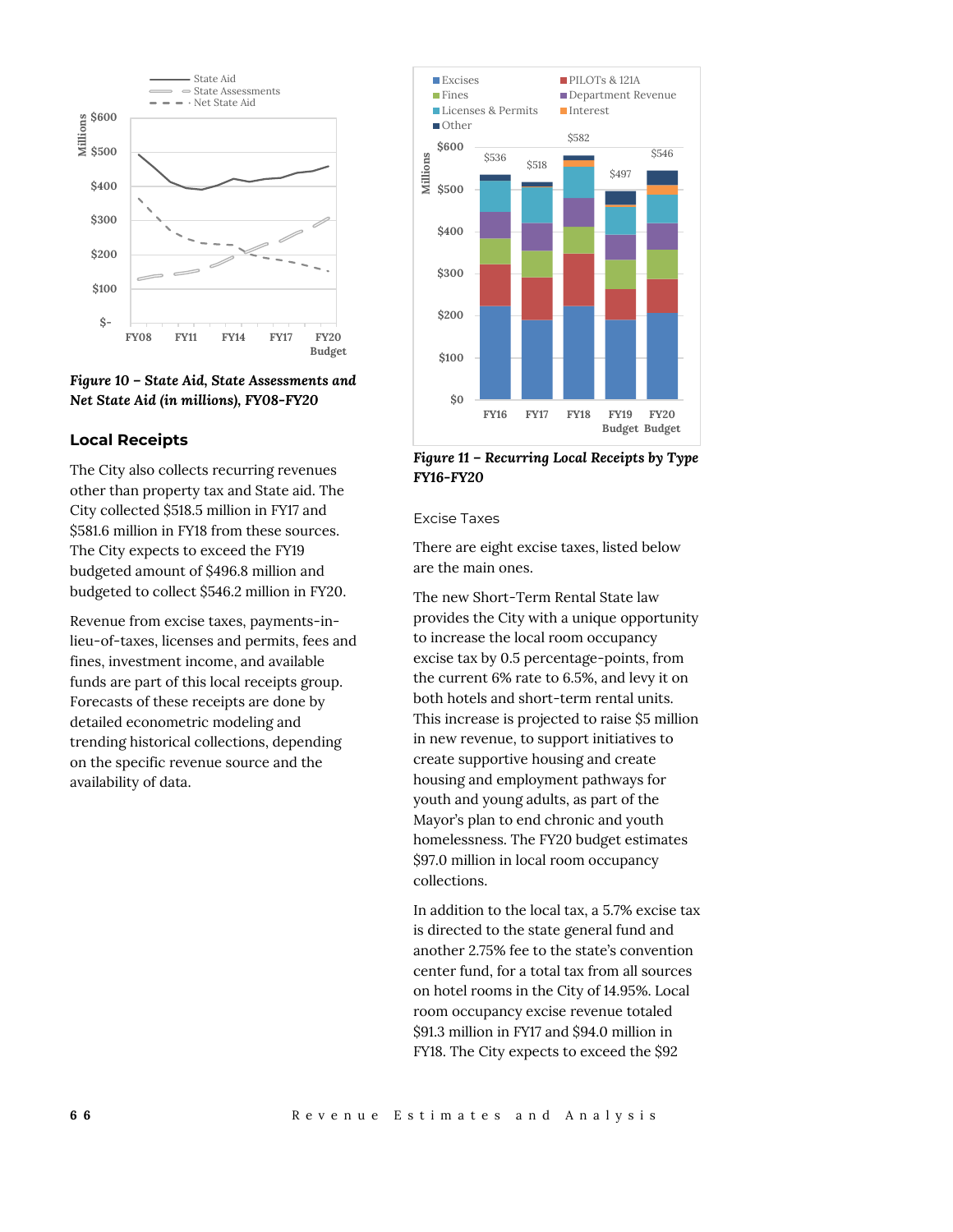*Figure 10 – State Aid, State Assessments and Net State Aid (in millions), FY08-FY20*

## Local Receipts

The City also collects recurring revenues other than property tax and State aid. The City collected $518.5 million in FY17 and $581.6 million in FY18 from these sources. The City expects to exceed the FY19 budgeted amount of $496.8 million and budgeted to collect $546.2 million in FY20.

Revenue from excise taxes, payments-in-lieu-of-taxes, licenses and permits, fees and fines, investment income, and available funds are part of this local receipts group. Forecasts of these receipts are done by detailed econometric modeling and trending historical collections, depending on the specific revenue source and the availability of data.

*Figure 11 – Recurring Local Receipts by Type FY16-FY20*

### Excise Taxes

There are eight excise taxes, listed below are the main ones.

The new Short-Term Rental State law provides the City with a unique opportunity to increase the local room occupancy excise tax by 0.5 percentage-points, from the current 6% rate to 6.5%, and levy it on both hotels and short-term rental units. This increase is projected to raise $5 million in new revenue, to support initiatives to create supportive housing and create housing and employment pathways for youth and young adults, as part of the Mayor's plan to end chronic and youth homelessness. The FY20 budget estimates $97.0 million in local room occupancy collections.

In addition to the local tax, a 5.7% excise tax is directed to the state general fund and another 2.75% fee to the state's convention center fund, for a total tax from all sources on hotel rooms in the City of 14.95%. Local room occupancy excise revenue totaled $91.3 million in FY17 and $94.0 million in FY18. The City expects to exceed the $92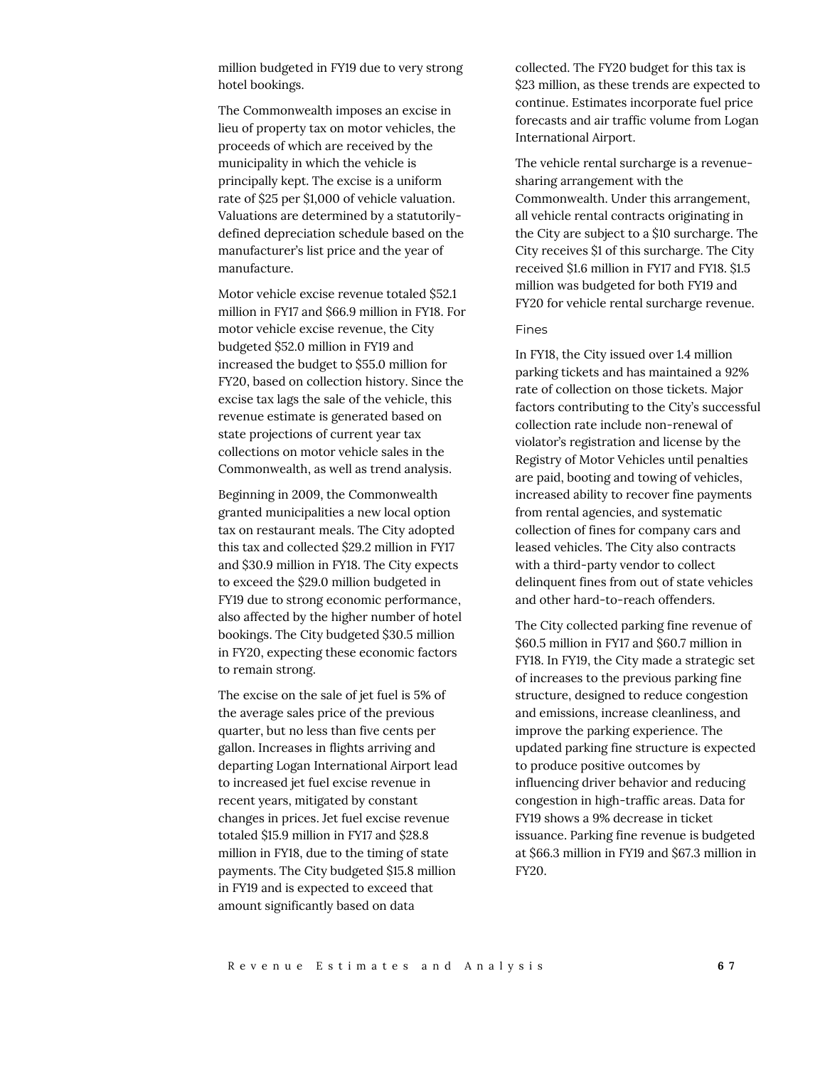million budgeted in FY19 due to very strong hotel bookings.

The Commonwealth imposes an excise in lieu of property tax on motor vehicles, the proceeds of which are received by the municipality in which the vehicle is principally kept. The excise is a uniform rate of $25 per $1,000 of vehicle valuation. Valuations are determined by a statutorily-defined depreciation schedule based on the manufacturer's list price and the year of manufacture.

Motor vehicle excise revenue totaled $52.1 million in FY17 and $66.9 million in FY18. For motor vehicle excise revenue, the City budgeted $52.0 million in FY19 and increased the budget to $55.0 million for FY20, based on collection history. Since the excise tax lags the sale of the vehicle, this revenue estimate is generated based on state projections of current year tax collections on motor vehicle sales in the Commonwealth, as well as trend analysis.

Beginning in 2009, the Commonwealth granted municipalities a new local option tax on restaurant meals. The City adopted this tax and collected $29.2 million in FY17 and $30.9 million in FY18. The City expects to exceed the $29.0 million budgeted in FY19 due to strong economic performance, also affected by the higher number of hotel bookings. The City budgeted $30.5 million in FY20, expecting these economic factors to remain strong.

The excise on the sale of jet fuel is 5% of the average sales price of the previous quarter, but no less than five cents per gallon. Increases in flights arriving and departing Logan International Airport lead to increased jet fuel excise revenue in recent years, mitigated by constant changes in prices. Jet fuel excise revenue totaled $15.9 million in FY17 and $28.8 million in FY18, due to the timing of state payments. The City budgeted $15.8 million in FY19 and is expected to exceed that amount significantly based on data collected. The FY20 budget for this tax is $23 million, as these trends are expected to continue. Estimates incorporate fuel price forecasts and air traffic volume from Logan International Airport.

The vehicle rental surcharge is a revenue-sharing arrangement with the Commonwealth. Under this arrangement, all vehicle rental contracts originating in the City are subject to a $10 surcharge. The City receives $1 of this surcharge. The City received $1.6 million in FY17 and FY18. $1.5 million was budgeted for both FY19 and FY20 for vehicle rental surcharge revenue.

#### Fines

In FY18, the City issued over 1.4 million parking tickets and has maintained a 92% rate of collection on those tickets. Major factors contributing to the City's successful collection rate include non-renewal of violator's registration and license by the Registry of Motor Vehicles until penalties are paid, booting and towing of vehicles, increased ability to recover fine payments from rental agencies, and systematic collection of fines for company cars and leased vehicles. The City also contracts with a third-party vendor to collect delinquent fines from out of state vehicles and other hard-to-reach offenders.

The City collected parking fine revenue of $60.5 million in FY17 and $60.7 million in FY18. In FY19, the City made a strategic set of increases to the previous parking fine structure, designed to reduce congestion and emissions, increase cleanliness, and improve the parking experience. The updated parking fine structure is expected to produce positive outcomes by influencing driver behavior and reducing congestion in high-traffic areas. Data for FY19 shows a 9% decrease in ticket issuance. Parking fine revenue is budgeted at $66.3 million in FY19 and $67.3 million in FY20.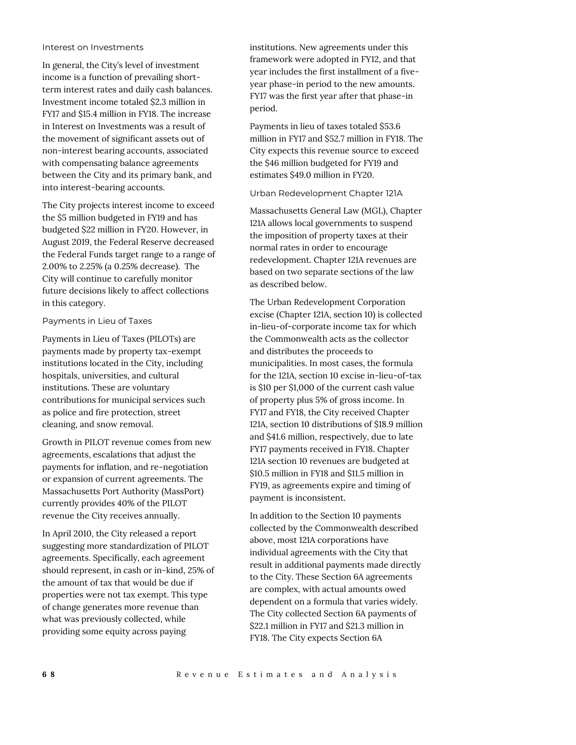### Interest on Investments

In general, the City's level of investment income is a function of prevailing short-term interest rates and daily cash balances. Investment income totaled $2.3 million in FY17 and $15.4 million in FY18. The increase in Interest on Investments was a result of the movement of significant assets out of non-interest bearing accounts, associated with compensating balance agreements between the City and its primary bank, and into interest-bearing accounts.

The City projects interest income to exceed the $5 million budgeted in FY19 and has budgeted $22 million in FY20. However, in August 2019, the Federal Reserve decreased the Federal Funds target range to a range of 2.00% to 2.25% (a 0.25% decrease). The City will continue to carefully monitor future decisions likely to affect collections in this category.

### Payments in Lieu of Taxes

Payments in Lieu of Taxes (PILOTs) are payments made by property tax-exempt institutions located in the City, including hospitals, universities, and cultural institutions. These are voluntary contributions for municipal services such as police and fire protection, street cleaning, and snow removal.

Growth in PILOT revenue comes from new agreements, escalations that adjust the payments for inflation, and re-negotiation or expansion of current agreements. The Massachusetts Port Authority (MassPort) currently provides 40% of the PILOT revenue the City receives annually.

In April 2010, the City released a report suggesting more standardization of PILOT agreements. Specifically, each agreement should represent, in cash or in-kind, 25% of the amount of tax that would be due if properties were not tax exempt. This type of change generates more revenue than what was previously collected, while providing some equity across paying institutions. New agreements under this framework were adopted in FY12, and that year includes the first installment of a five-year phase-in period to the new amounts. FY17 was the first year after that phase-in period.

Payments in lieu of taxes totaled $53.6 million in FY17 and $52.7 million in FY18. The City expects this revenue source to exceed the $46 million budgeted for FY19 and estimates $49.0 million in FY20.

### Urban Redevelopment Chapter 121A

Massachusetts General Law (MGL), Chapter 121A allows local governments to suspend the imposition of property taxes at their normal rates in order to encourage redevelopment. Chapter 121A revenues are based on two separate sections of the law as described below.

The Urban Redevelopment Corporation excise (Chapter 121A, section 10) is collected in-lieu-of-corporate income tax for which the Commonwealth acts as the collector and distributes the proceeds to municipalities. In most cases, the formula for the 121A, section 10 excise in-lieu-of-tax is $10 per $1,000 of the current cash value of property plus 5% of gross income. In FY17 and FY18, the City received Chapter 121A, section 10 distributions of $18.9 million and $41.6 million, respectively, due to late FY17 payments received in FY18. Chapter 121A section 10 revenues are budgeted at $10.5 million in FY18 and $11.5 million in FY19, as agreements expire and timing of payment is inconsistent.

In addition to the Section 10 payments collected by the Commonwealth described above, most 121A corporations have individual agreements with the City that result in additional payments made directly to the City. These Section 6A agreements are complex, with actual amounts owed dependent on a formula that varies widely. The City collected Section 6A payments of $22.1 million in FY17 and $21.3 million in FY18. The City expects Section 6A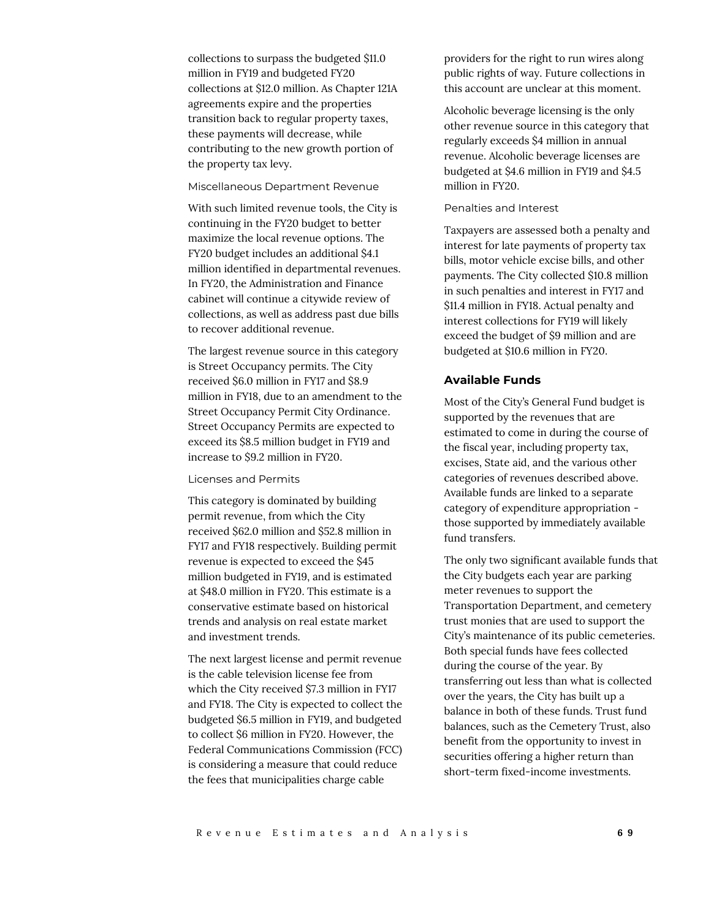collections to surpass the budgeted $11.0 million in FY19 and budgeted FY20 collections at $12.0 million. As Chapter 121A agreements expire and the properties transition back to regular property taxes, these payments will decrease, while contributing to the new growth portion of the property tax levy.

#### Miscellaneous Department Revenue

With such limited revenue tools, the City is continuing in the FY20 budget to better maximize the local revenue options. The FY20 budget includes an additional $4.1 million identified in departmental revenues. In FY20, the Administration and Finance cabinet will continue a citywide review of collections, as well as address past due bills to recover additional revenue.

The largest revenue source in this category is Street Occupancy permits. The City received $6.0 million in FY17 and $8.9 million in FY18, due to an amendment to the Street Occupancy Permit City Ordinance. Street Occupancy Permits are expected to exceed its $8.5 million budget in FY19 and increase to $9.2 million in FY20.

#### Licenses and Permits

This category is dominated by building permit revenue, from which the City received $62.0 million and $52.8 million in FY17 and FY18 respectively. Building permit revenue is expected to exceed the $45 million budgeted in FY19, and is estimated at $48.0 million in FY20. This estimate is a conservative estimate based on historical trends and analysis on real estate market and investment trends.

The next largest license and permit revenue is the cable television license fee from which the City received $7.3 million in FY17 and FY18. The City is expected to collect the budgeted $6.5 million in FY19, and budgeted to collect $6 million in FY20. However, the Federal Communications Commission (FCC) is considering a measure that could reduce the fees that municipalities charge cable providers for the right to run wires along public rights of way. Future collections in this account are unclear at this moment.

Alcoholic beverage licensing is the only other revenue source in this category that regularly exceeds $4 million in annual revenue. Alcoholic beverage licenses are budgeted at $4.6 million in FY19 and $4.5 million in FY20.

#### Penalties and Interest

Taxpayers are assessed both a penalty and interest for late payments of property tax bills, motor vehicle excise bills, and other payments. The City collected $10.8 million in such penalties and interest in FY17 and $11.4 million in FY18. Actual penalty and interest collections for FY19 will likely exceed the budget of $9 million and are budgeted at $10.6 million in FY20.

### Available Funds

Most of the City's General Fund budget is supported by the revenues that are estimated to come in during the course of the fiscal year, including property tax, excises, State aid, and the various other categories of revenues described above. Available funds are linked to a separate category of expenditure appropriation - those supported by immediately available fund transfers.

The only two significant available funds that the City budgets each year are parking meter revenues to support the Transportation Department, and cemetery trust monies that are used to support the City's maintenance of its public cemeteries. Both special funds have fees collected during the course of the year. By transferring out less than what is collected over the years, the City has built up a balance in both of these funds. Trust fund balances, such as the Cemetery Trust, also benefit from the opportunity to invest in securities offering a higher return than short-term fixed-income investments.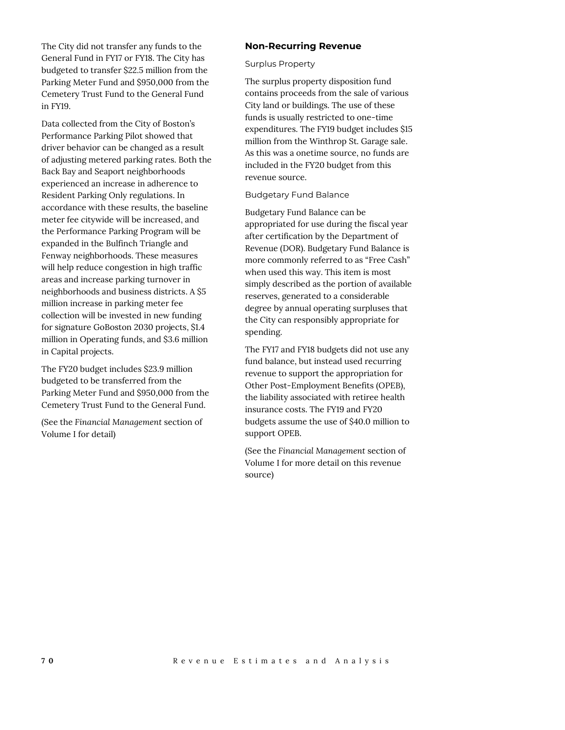The City did not transfer any funds to the General Fund in FY17 or FY18. The City has budgeted to transfer $22.5 million from the Parking Meter Fund and $950,000 from the Cemetery Trust Fund to the General Fund in FY19.

Data collected from the City of Boston's Performance Parking Pilot showed that driver behavior can be changed as a result of adjusting metered parking rates. Both the Back Bay and Seaport neighborhoods experienced an increase in adherence to Resident Parking Only regulations. In accordance with these results, the baseline meter fee citywide will be increased, and the Performance Parking Program will be expanded in the Bulfinch Triangle and Fenway neighborhoods. These measures will help reduce congestion in high traffic areas and increase parking turnover in neighborhoods and business districts. A $5 million increase in parking meter fee collection will be invested in new funding for signature GoBoston 2030 projects, $1.4 million in Operating funds, and $3.6 million in Capital projects.

The FY20 budget includes $23.9 million budgeted to be transferred from the Parking Meter Fund and $950,000 from the Cemetery Trust Fund to the General Fund.

(See the *Financial Management* section of Volume I for detail)

### Non-Recurring Revenue

#### Surplus Property

The surplus property disposition fund contains proceeds from the sale of various City land or buildings. The use of these funds is usually restricted to one-time expenditures. The FY19 budget includes $15 million from the Winthrop St. Garage sale. As this was a onetime source, no funds are included in the FY20 budget from this revenue source.

#### Budgetary Fund Balance

Budgetary Fund Balance can be appropriated for use during the fiscal year after certification by the Department of Revenue (DOR). Budgetary Fund Balance is more commonly referred to as "Free Cash" when used this way. This item is most simply described as the portion of available reserves, generated to a considerable degree by annual operating surpluses that the City can responsibly appropriate for spending.

The FY17 and FY18 budgets did not use any fund balance, but instead used recurring revenue to support the appropriation for Other Post-Employment Benefits (OPEB), the liability associated with retiree health insurance costs. The FY19 and FY20 budgets assume the use of $40.0 million to support OPEB.

(See the *Financial Management* section of Volume I for more detail on this revenue source)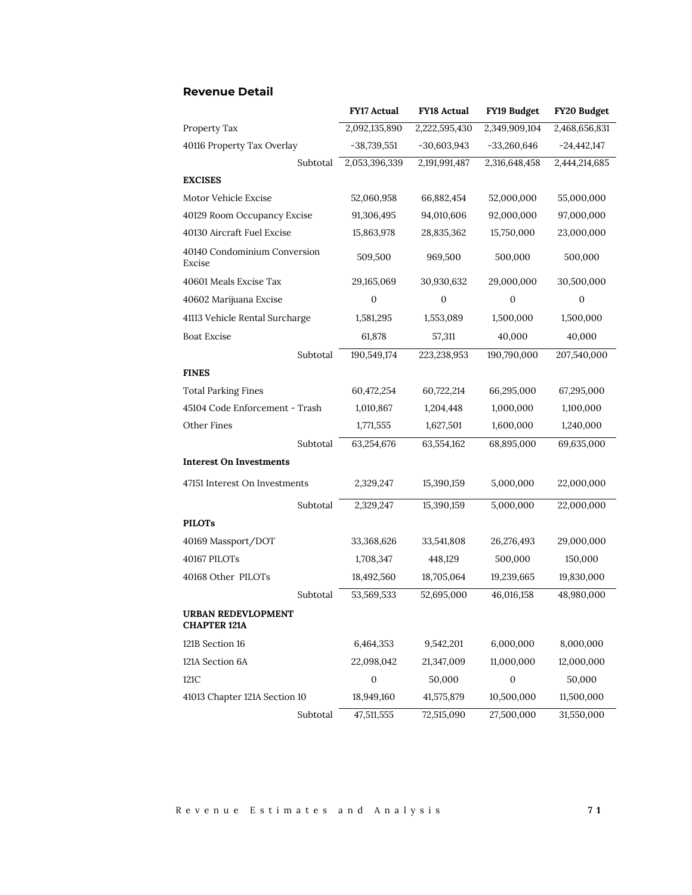## Revenue Detail

| | FY17 Actual | FY18 Actual | FY19 Budget | FY20 Budget |
|---|---|---|---|---|
| Property Tax | 2,092,135,890 | 2,222,595,430 | 2,349,909,104 | 2,468,656,831 |
| 40116 Property Tax Overlay | -38,739,551 | -30,603,943 | -33,260,646 | -24,442,147 |
| Subtotal | 2,053,396,339 | 2,191,991,487 | 2,316,648,458 | 2,444,214,685 |
| **EXCISES** | | | | |
| Motor Vehicle Excise | 52,060,958 | 66,882,454 | 52,000,000 | 55,000,000 |
| 40129 Room Occupancy Excise | 91,306,495 | 94,010,606 | 92,000,000 | 97,000,000 |
| 40130 Aircraft Fuel Excise | 15,863,978 | 28,835,362 | 15,750,000 | 23,000,000 |
| 40140 Condominium Conversion Excise | 509,500 | 969,500 | 500,000 | 500,000 |
| 40601 Meals Excise Tax | 29,165,069 | 30,930,632 | 29,000,000 | 30,500,000 |
| 40602 Marijuana Excise | 0 | 0 | 0 | 0 |
| 41113 Vehicle Rental Surcharge | 1,581,295 | 1,553,089 | 1,500,000 | 1,500,000 |
| Boat Excise | 61,878 | 57,311 | 40,000 | 40,000 |
| Subtotal | 190,549,174 | 223,238,953 | 190,790,000 | 207,540,000 |
| **FINES** | | | | |
| Total Parking Fines | 60,472,254 | 60,722,214 | 66,295,000 | 67,295,000 |
| 45104 Code Enforcement - Trash | 1,010,867 | 1,204,448 | 1,000,000 | 1,100,000 |
| Other Fines | 1,771,555 | 1,627,501 | 1,600,000 | 1,240,000 |
| Subtotal | 63,254,676 | 63,554,162 | 68,895,000 | 69,635,000 |
| **Interest On Investments** | | | | |
| 47151 Interest On Investments | 2,329,247 | 15,390,159 | 5,000,000 | 22,000,000 |
| Subtotal | 2,329,247 | 15,390,159 | 5,000,000 | 22,000,000 |
| **PILOTs** | | | | |
| 40169 Massport/DOT | 33,368,626 | 33,541,808 | 26,276,493 | 29,000,000 |
| 40167 PILOTs | 1,708,347 | 448,129 | 500,000 | 150,000 |
| 40168 Other PILOTs | 18,492,560 | 18,705,064 | 19,239,665 | 19,830,000 |
| Subtotal | 53,569,533 | 52,695,000 | 46,016,158 | 48,980,000 |
| **URBAN REDEVLOPMENT CHAPTER 121A** | | | | |
| 121B Section 16 | 6,464,353 | 9,542,201 | 6,000,000 | 8,000,000 |
| 121A Section 6A | 22,098,042 | 21,347,009 | 11,000,000 | 12,000,000 |
| 121C | 0 | 50,000 | 0 | 50,000 |
| 41013 Chapter 121A Section 10 | 18,949,160 | 41,575,879 | 10,500,000 | 11,500,000 |
| Subtotal | 47,511,555 | 72,515,090 | 27,500,000 | 31,550,000 |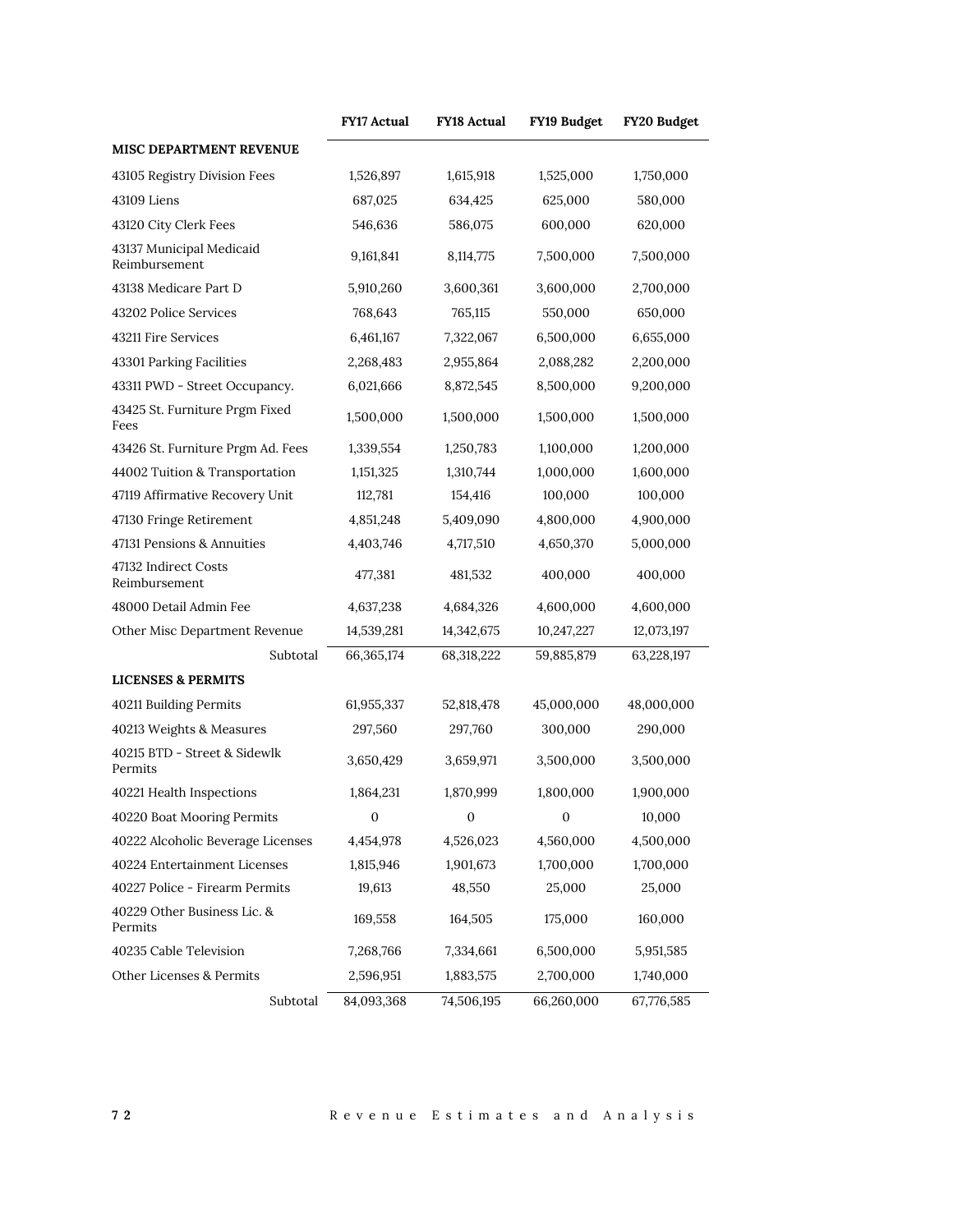| | FY17 Actual | FY18 Actual | FY19 Budget | FY20 Budget |
|---|---|---|---|---|
| **MISC DEPARTMENT REVENUE** | | | | |
| 43105 Registry Division Fees | 1,526,897 | 1,615,918 | 1,525,000 | 1,750,000 |
| 43109 Liens | 687,025 | 634,425 | 625,000 | 580,000 |
| 43120 City Clerk Fees | 546,636 | 586,075 | 600,000 | 620,000 |
| 43137 Municipal Medicaid Reimbursement | 9,161,841 | 8,114,775 | 7,500,000 | 7,500,000 |
| 43138 Medicare Part D | 5,910,260 | 3,600,361 | 3,600,000 | 2,700,000 |
| 43202 Police Services | 768,643 | 765,115 | 550,000 | 650,000 |
| 43211 Fire Services | 6,461,167 | 7,322,067 | 6,500,000 | 6,655,000 |
| 43301 Parking Facilities | 2,268,483 | 2,955,864 | 2,088,282 | 2,200,000 |
| 43311 PWD - Street Occupancy. | 6,021,666 | 8,872,545 | 8,500,000 | 9,200,000 |
| 43425 St. Furniture Prgm Fixed Fees | 1,500,000 | 1,500,000 | 1,500,000 | 1,500,000 |
| 43426 St. Furniture Prgm Ad. Fees | 1,339,554 | 1,250,783 | 1,100,000 | 1,200,000 |
| 44002 Tuition & Transportation | 1,151,325 | 1,310,744 | 1,000,000 | 1,600,000 |
| 47119 Affirmative Recovery Unit | 112,781 | 154,416 | 100,000 | 100,000 |
| 47130 Fringe Retirement | 4,851,248 | 5,409,090 | 4,800,000 | 4,900,000 |
| 47131 Pensions & Annuities | 4,403,746 | 4,717,510 | 4,650,370 | 5,000,000 |
| 47132 Indirect Costs Reimbursement | 477,381 | 481,532 | 400,000 | 400,000 |
| 48000 Detail Admin Fee | 4,637,238 | 4,684,326 | 4,600,000 | 4,600,000 |
| Other Misc Department Revenue | 14,539,281 | 14,342,675 | 10,247,227 | 12,073,197 |
| Subtotal | 66,365,174 | 68,318,222 | 59,885,879 | 63,228,197 |
| **LICENSES & PERMITS** | | | | |
| 40211 Building Permits | 61,955,337 | 52,818,478 | 45,000,000 | 48,000,000 |
| 40213 Weights & Measures | 297,560 | 297,760 | 300,000 | 290,000 |
| 40215 BTD - Street & Sidewlk Permits | 3,650,429 | 3,659,971 | 3,500,000 | 3,500,000 |
| 40221 Health Inspections | 1,864,231 | 1,870,999 | 1,800,000 | 1,900,000 |
| 40220 Boat Mooring Permits | 0 | 0 | 0 | 10,000 |
| 40222 Alcoholic Beverage Licenses | 4,454,978 | 4,526,023 | 4,560,000 | 4,500,000 |
| 40224 Entertainment Licenses | 1,815,946 | 1,901,673 | 1,700,000 | 1,700,000 |
| 40227 Police - Firearm Permits | 19,613 | 48,550 | 25,000 | 25,000 |
| 40229 Other Business Lic. & Permits | 169,558 | 164,505 | 175,000 | 160,000 |
| 40235 Cable Television | 7,268,766 | 7,334,661 | 6,500,000 | 5,951,585 |
| Other Licenses & Permits | 2,596,951 | 1,883,575 | 2,700,000 | 1,740,000 |
| Subtotal | 84,093,368 | 74,506,195 | 66,260,000 | 67,776,585 |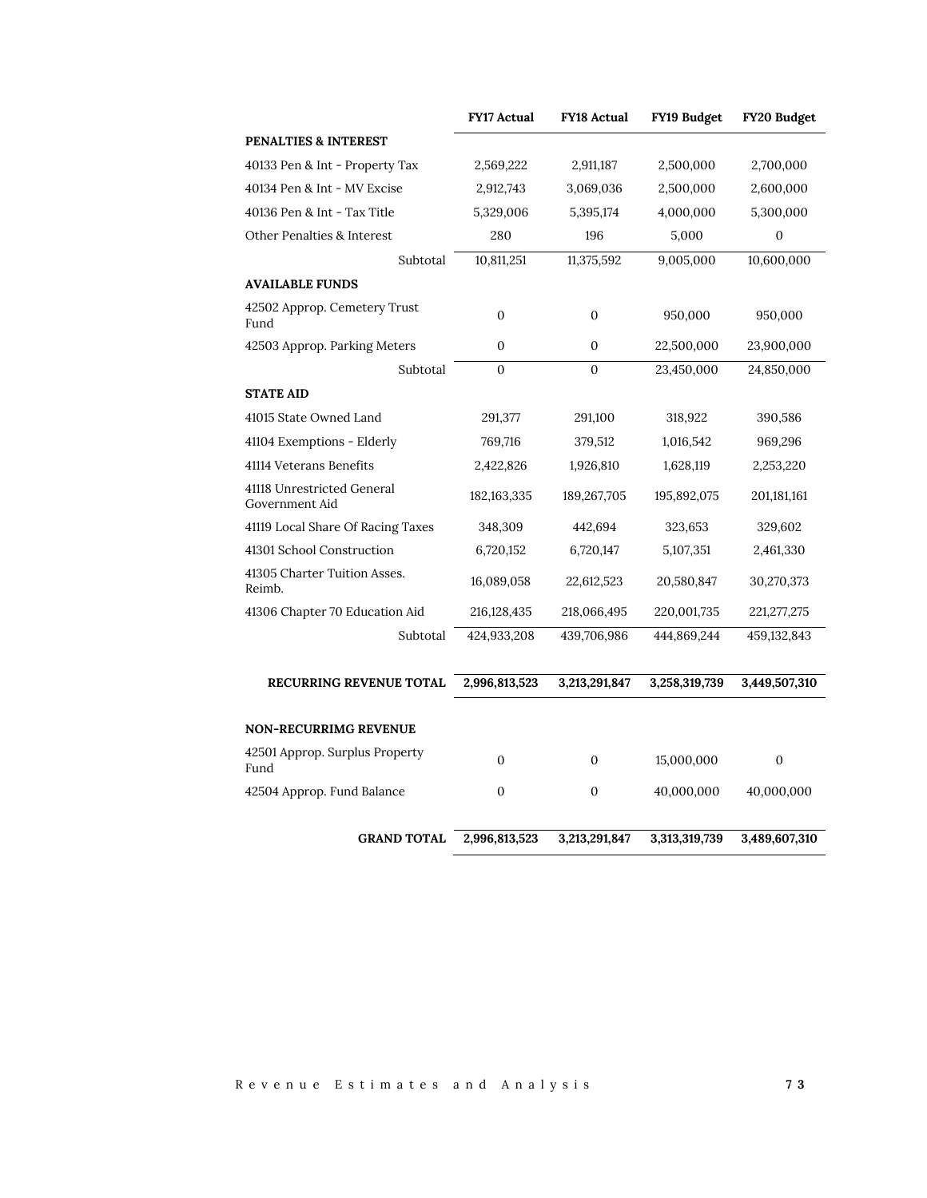| | FY17 Actual | FY18 Actual | FY19 Budget | FY20 Budget |
|---|---|---|---|---|
| **PENALTIES & INTEREST** | | | | |
| 40133 Pen & Int - Property Tax | 2,569,222 | 2,911,187 | 2,500,000 | 2,700,000 |
| 40134 Pen & Int - MV Excise | 2,912,743 | 3,069,036 | 2,500,000 | 2,600,000 |
| 40136 Pen & Int - Tax Title | 5,329,006 | 5,395,174 | 4,000,000 | 5,300,000 |
| Other Penalties & Interest | 280 | 196 | 5,000 | 0 |
| Subtotal | 10,811,251 | 11,375,592 | 9,005,000 | 10,600,000 |
| **AVAILABLE FUNDS** | | | | |
| 42502 Approp. Cemetery Trust Fund | 0 | 0 | 950,000 | 950,000 |
| 42503 Approp. Parking Meters | 0 | 0 | 22,500,000 | 23,900,000 |
| Subtotal | 0 | 0 | 23,450,000 | 24,850,000 |
| **STATE AID** | | | | |
| 41015 State Owned Land | 291,377 | 291,100 | 318,922 | 390,586 |
| 41104 Exemptions - Elderly | 769,716 | 379,512 | 1,016,542 | 969,296 |
| 41114 Veterans Benefits | 2,422,826 | 1,926,810 | 1,628,119 | 2,253,220 |
| 41118 Unrestricted General Government Aid | 182,163,335 | 189,267,705 | 195,892,075 | 201,181,161 |
| 41119 Local Share Of Racing Taxes | 348,309 | 442,694 | 323,653 | 329,602 |
| 41301 School Construction | 6,720,152 | 6,720,147 | 5,107,351 | 2,461,330 |
| 41305 Charter Tuition Asses. Reimb. | 16,089,058 | 22,612,523 | 20,580,847 | 30,270,373 |
| 41306 Chapter 70 Education Aid | 216,128,435 | 218,066,495 | 220,001,735 | 221,277,275 |
| Subtotal | 424,933,208 | 439,706,986 | 444,869,244 | 459,132,843 |
| **RECURRING REVENUE TOTAL** | **2,996,813,523** | **3,213,291,847** | **3,258,319,739** | **3,449,507,310** |
| **NON-RECURRIMG REVENUE** | | | | |
| 42501 Approp. Surplus Property Fund | 0 | 0 | 15,000,000 | 0 |
| 42504 Approp. Fund Balance | 0 | 0 | 40,000,000 | 40,000,000 |
| **GRAND TOTAL** | **2,996,813,523** | **3,213,291,847** | **3,313,319,739** | **3,489,607,310** |